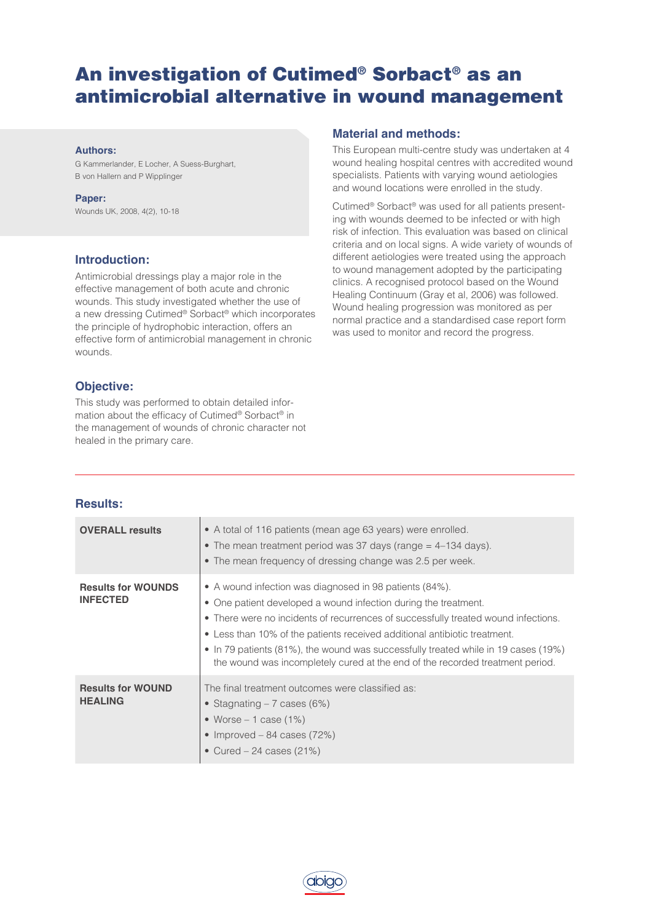# An investigation of Cutimed® Sorbact® as an antimicrobial alternative in wound management

**Authors:**

G Kammerlander, E Locher, A Suess-Burghart, B von Hallern and P Wipplinger

**Paper:**

Wounds UK, 2008, 4(2), 10-18

## Introduction:

Antimicrobial dressings play a major role in the effective management of both acute and chronic wounds. This study investigated whether the use of a new dressing Cutimed® Sorbact® which incorporates the principle of hydrophobic interaction, offers an effective form of antimicrobial management in chronic wounds.

## Objective:

This study was performed to obtain detailed information about the efficacy of Cutimed® Sorbact® in the management of wounds of chronic character not healed in the primary care.

## Material and methods:

This European multi-centre study was undertaken at 4 wound healing hospital centres with accredited wound specialists. Patients with varying wound aetiologies and wound locations were enrolled in the study.

Cutimed® Sorbact® was used for all patients presenting with wounds deemed to be infected or with high risk of infection. This evaluation was based on clinical criteria and on local signs. A wide variety of wounds of different aetiologies were treated using the approach to wound management adopted by the participating clinics. A recognised protocol based on the Wound Healing Continuum (Gray et al, 2006) was followed. Wound healing progression was monitored as per normal practice and a standardised case report form was used to monitor and record the progress.

## Results:

| | |
|---|---|
| **OVERALL results** | • A total of 116 patients (mean age 63 years) were enrolled.<br>• The mean treatment period was 37 days (range = 4–134 days).<br>• The mean frequency of dressing change was 2.5 per week. |
| **Results for WOUNDS INFECTED** | • A wound infection was diagnosed in 98 patients (84%).<br>• One patient developed a wound infection during the treatment.<br>• There were no incidents of recurrences of successfully treated wound infections.<br>• Less than 10% of the patients received additional antibiotic treatment.<br>• In 79 patients (81%), the wound was successfully treated while in 19 cases (19%) the wound was incompletely cured at the end of the recorded treatment period. |
| **Results for WOUND HEALING** | The final treatment outcomes were classified as:<br>• Stagnating – 7 cases (6%)<br>• Worse – 1 case (1%)<br>• Improved – 84 cases (72%)<br>• Cured – 24 cases (21%) |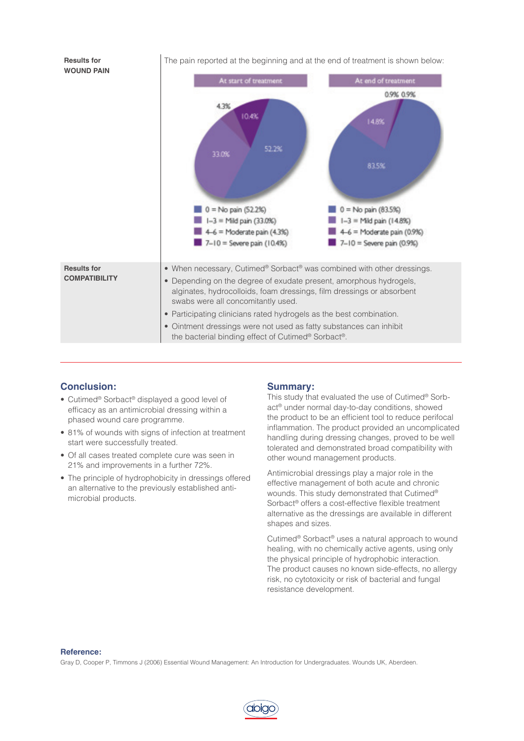**Results for WOUND PAIN**

The pain reported at the beginning and at the end of treatment is shown below:

At start of treatment

4.3%
10.4%
33.0%
52.2%

0 = No pain (52.2%)
1–3 = Mild pain (33.0%)
4–6 = Moderate pain (4.3%)
7–10 = Severe pain (10.4%)

At end of treatment

0.9% 0.9%
14.8%
83.5%

0 = No pain (83.5%)
1–3 = Mild pain (14.8%)
4–6 = Moderate pain (0.9%)
7–10 = Severe pain (0.9%)

**Results for COMPATIBILITY**

- When necessary, Cutimed® Sorbact® was combined with other dressings.
- Depending on the degree of exudate present, amorphous hydrogels, alginates, hydrocolloids, foam dressings, film dressings or absorbent swabs were all concomitantly used.
- Participating clinicians rated hydrogels as the best combination.
- Ointment dressings were not used as fatty substances can inhibit the bacterial binding effect of Cutimed® Sorbact®.

## Conclusion:

- Cutimed® Sorbact® displayed a good level of efficacy as an antimicrobial dressing within a phased wound care programme.
- 81% of wounds with signs of infection at treatment start were successfully treated.
- Of all cases treated complete cure was seen in 21% and improvements in a further 72%.
- The principle of hydrophobicity in dressings offered an alternative to the previously established anti-microbial products.

## Summary:

This study that evaluated the use of Cutimed® Sorbact® under normal day-to-day conditions, showed the product to be an efficient tool to reduce perifocal inflammation. The product provided an uncomplicated handling during dressing changes, proved to be well tolerated and demonstrated broad compatibility with other wound management products.

Antimicrobial dressings play a major role in the effective management of both acute and chronic wounds. This study demonstrated that Cutimed® Sorbact® offers a cost-effective flexible treatment alternative as the dressings are available in different shapes and sizes.

Cutimed® Sorbact® uses a natural approach to wound healing, with no chemically active agents, using only the physical principle of hydrophobic interaction. The product causes no known side-effects, no allergy risk, no cytotoxicity or risk of bacterial and fungal resistance development.

## Reference:

Gray D, Cooper P, Timmons J (2006) Essential Wound Management: An Introduction for Undergraduates. Wounds UK, Aberdeen.

abigo